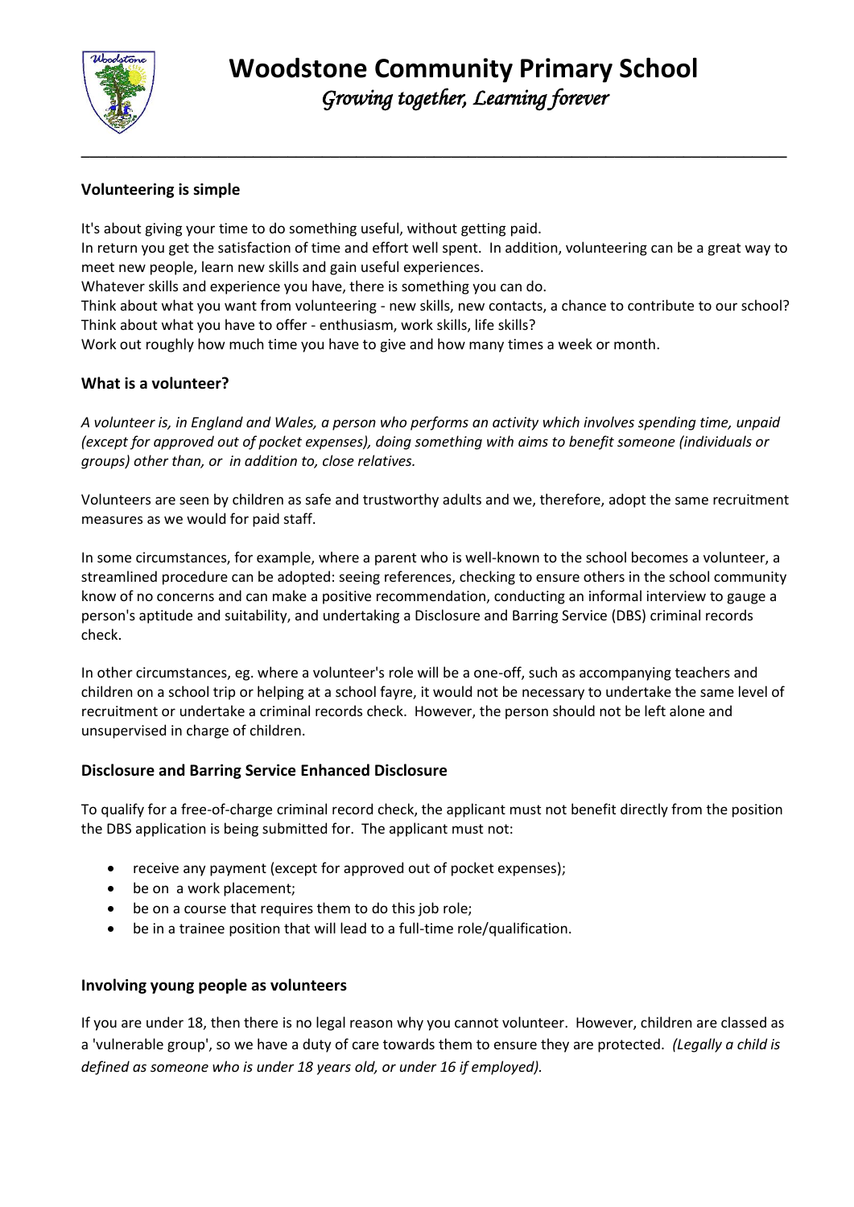# Woodstone Community Primary School

*Growing together, Learning forever*

---

### Volunteering is simple

It's about giving your time to do something useful, without getting paid.
In return you get the satisfaction of time and effort well spent. In addition, volunteering can be a great way to meet new people, learn new skills and gain useful experiences.
Whatever skills and experience you have, there is something you can do.
Think about what you want from volunteering - new skills, new contacts, a chance to contribute to our school?
Think about what you have to offer - enthusiasm, work skills, life skills?
Work out roughly how much time you have to give and how many times a week or month.

### What is a volunteer?

*A volunteer is, in England and Wales, a person who performs an activity which involves spending time, unpaid (except for approved out of pocket expenses), doing something with aims to benefit someone (individuals or groups) other than, or in addition to, close relatives.*

Volunteers are seen by children as safe and trustworthy adults and we, therefore, adopt the same recruitment measures as we would for paid staff.

In some circumstances, for example, where a parent who is well-known to the school becomes a volunteer, a streamlined procedure can be adopted: seeing references, checking to ensure others in the school community know of no concerns and can make a positive recommendation, conducting an informal interview to gauge a person's aptitude and suitability, and undertaking a Disclosure and Barring Service (DBS) criminal records check.

In other circumstances, eg. where a volunteer's role will be a one-off, such as accompanying teachers and children on a school trip or helping at a school fayre, it would not be necessary to undertake the same level of recruitment or undertake a criminal records check. However, the person should not be left alone and unsupervised in charge of children.

### Disclosure and Barring Service Enhanced Disclosure

To qualify for a free-of-charge criminal record check, the applicant must not benefit directly from the position the DBS application is being submitted for. The applicant must not:

- receive any payment (except for approved out of pocket expenses);
- be on a work placement;
- be on a course that requires them to do this job role;
- be in a trainee position that will lead to a full-time role/qualification.

### Involving young people as volunteers

If you are under 18, then there is no legal reason why you cannot volunteer. However, children are classed as a 'vulnerable group', so we have a duty of care towards them to ensure they are protected. *(Legally a child is defined as someone who is under 18 years old, or under 16 if employed).*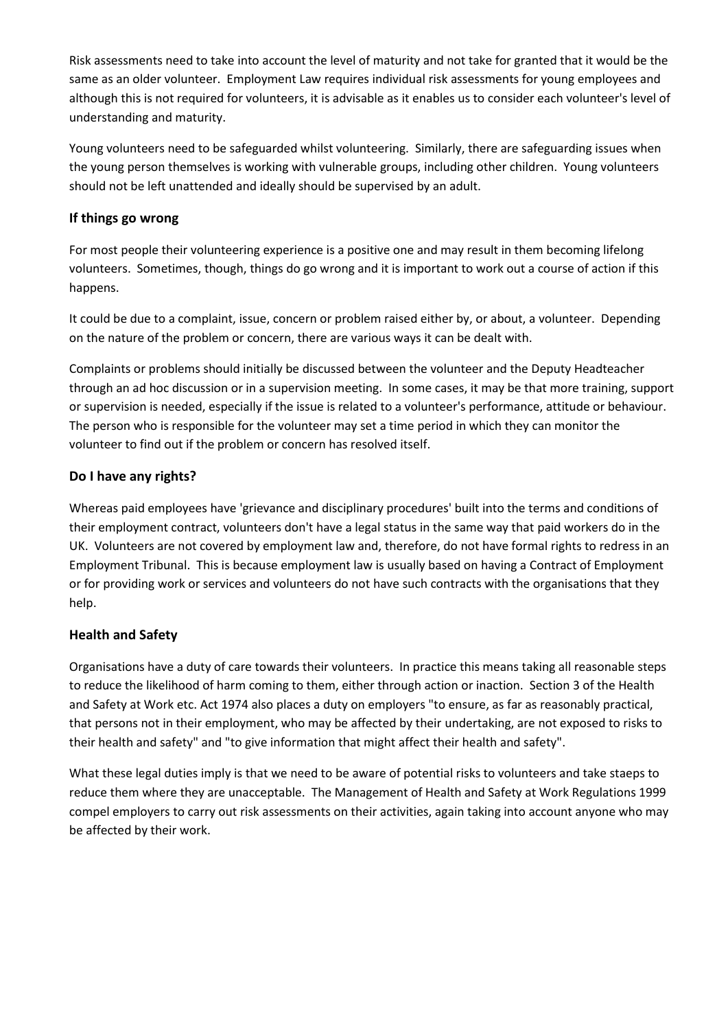Risk assessments need to take into account the level of maturity and not take for granted that it would be the same as an older volunteer. Employment Law requires individual risk assessments for young employees and although this is not required for volunteers, it is advisable as it enables us to consider each volunteer's level of understanding and maturity.

Young volunteers need to be safeguarded whilst volunteering. Similarly, there are safeguarding issues when the young person themselves is working with vulnerable groups, including other children. Young volunteers should not be left unattended and ideally should be supervised by an adult.

## If things go wrong

For most people their volunteering experience is a positive one and may result in them becoming lifelong volunteers. Sometimes, though, things do go wrong and it is important to work out a course of action if this happens.

It could be due to a complaint, issue, concern or problem raised either by, or about, a volunteer. Depending on the nature of the problem or concern, there are various ways it can be dealt with.

Complaints or problems should initially be discussed between the volunteer and the Deputy Headteacher through an ad hoc discussion or in a supervision meeting. In some cases, it may be that more training, support or supervision is needed, especially if the issue is related to a volunteer's performance, attitude or behaviour. The person who is responsible for the volunteer may set a time period in which they can monitor the volunteer to find out if the problem or concern has resolved itself.

## Do I have any rights?

Whereas paid employees have 'grievance and disciplinary procedures' built into the terms and conditions of their employment contract, volunteers don't have a legal status in the same way that paid workers do in the UK. Volunteers are not covered by employment law and, therefore, do not have formal rights to redress in an Employment Tribunal. This is because employment law is usually based on having a Contract of Employment or for providing work or services and volunteers do not have such contracts with the organisations that they help.

## Health and Safety

Organisations have a duty of care towards their volunteers. In practice this means taking all reasonable steps to reduce the likelihood of harm coming to them, either through action or inaction. Section 3 of the Health and Safety at Work etc. Act 1974 also places a duty on employers "to ensure, as far as reasonably practical, that persons not in their employment, who may be affected by their undertaking, are not exposed to risks to their health and safety" and "to give information that might affect their health and safety".

What these legal duties imply is that we need to be aware of potential risks to volunteers and take staeps to reduce them where they are unacceptable. The Management of Health and Safety at Work Regulations 1999 compel employers to carry out risk assessments on their activities, again taking into account anyone who may be affected by their work.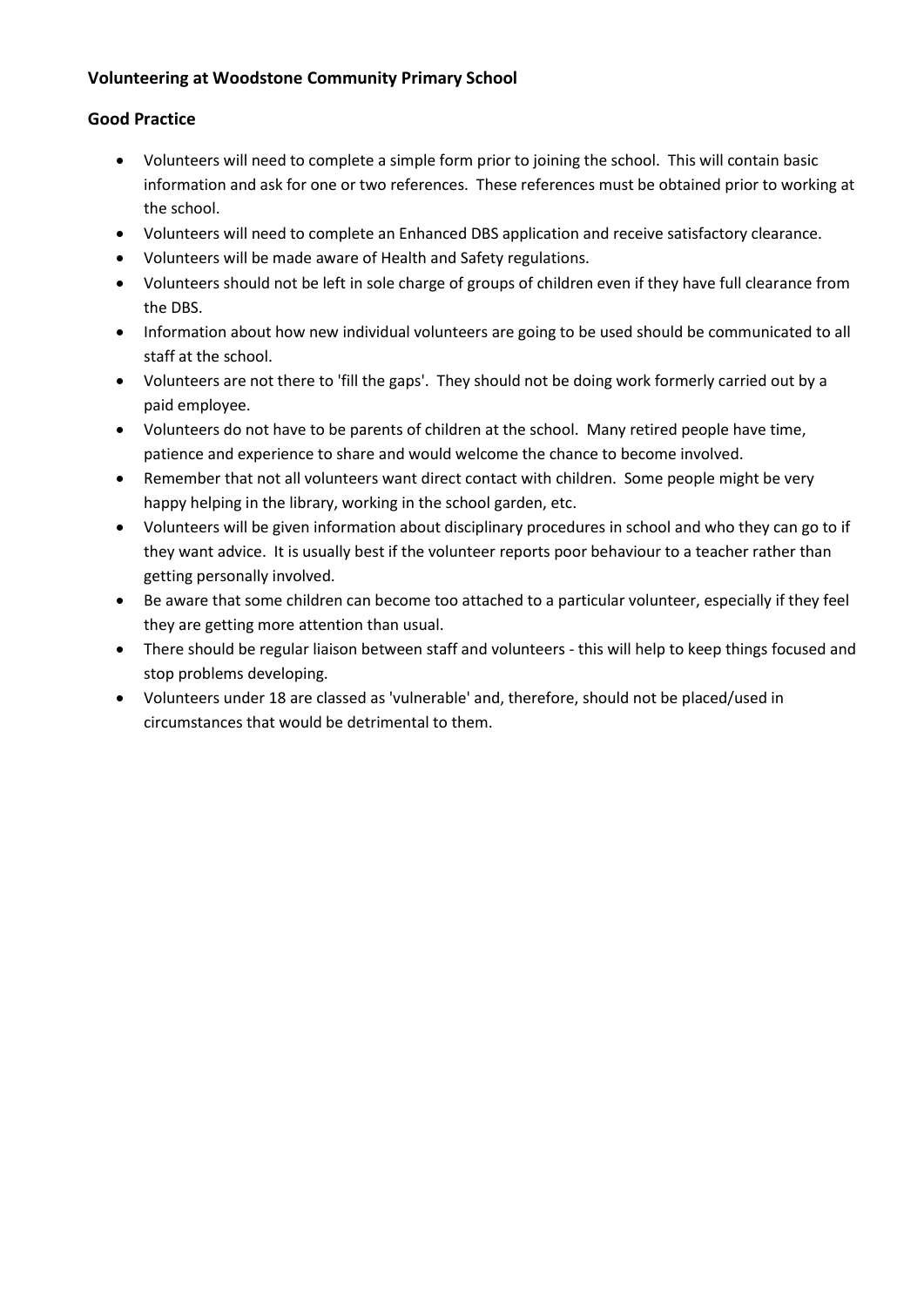**Volunteering at Woodstone Community Primary School**

**Good Practice**

- Volunteers will need to complete a simple form prior to joining the school. This will contain basic information and ask for one or two references. These references must be obtained prior to working at the school.
- Volunteers will need to complete an Enhanced DBS application and receive satisfactory clearance.
- Volunteers will be made aware of Health and Safety regulations.
- Volunteers should not be left in sole charge of groups of children even if they have full clearance from the DBS.
- Information about how new individual volunteers are going to be used should be communicated to all staff at the school.
- Volunteers are not there to 'fill the gaps'. They should not be doing work formerly carried out by a paid employee.
- Volunteers do not have to be parents of children at the school. Many retired people have time, patience and experience to share and would welcome the chance to become involved.
- Remember that not all volunteers want direct contact with children. Some people might be very happy helping in the library, working in the school garden, etc.
- Volunteers will be given information about disciplinary procedures in school and who they can go to if they want advice. It is usually best if the volunteer reports poor behaviour to a teacher rather than getting personally involved.
- Be aware that some children can become too attached to a particular volunteer, especially if they feel they are getting more attention than usual.
- There should be regular liaison between staff and volunteers - this will help to keep things focused and stop problems developing.
- Volunteers under 18 are classed as 'vulnerable' and, therefore, should not be placed/used in circumstances that would be detrimental to them.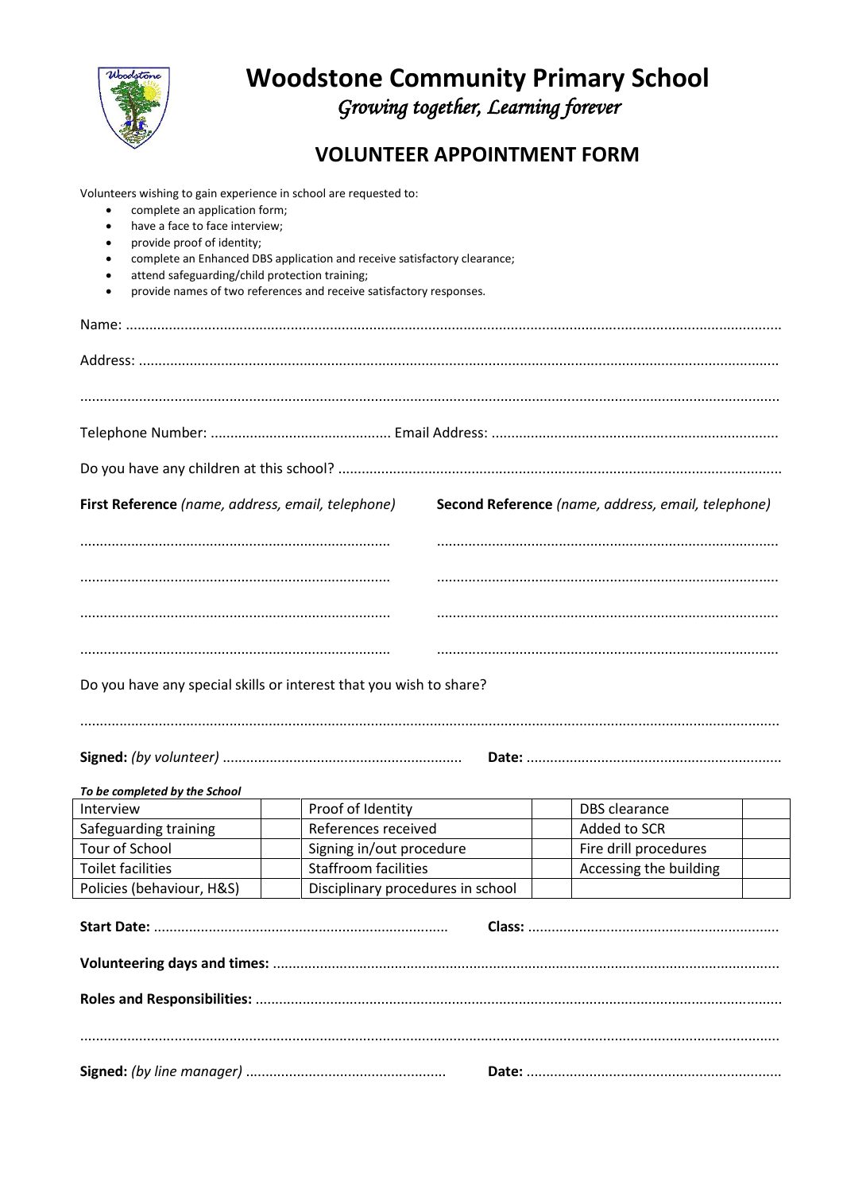# Woodstone Community Primary School

*Growing together, Learning forever*

## VOLUNTEER APPOINTMENT FORM

Volunteers wishing to gain experience in school are requested to:

- complete an application form;
- have a face to face interview;
- provide proof of identity;
- complete an Enhanced DBS application and receive satisfactory clearance;
- attend safeguarding/child protection training;
- provide names of two references and receive satisfactory responses.

Name: ..................................................................................................................................................

Address: ..............................................................................................................................................

..............................................................................................................................................................

Telephone Number: ............................................. Email Address: ........................................................................

Do you have any children at this school? ..............................................................................................................

**First Reference** *(name, address, email, telephone)*

..............................................................................

..............................................................................

..............................................................................

..............................................................................

**Second Reference** *(name, address, email, telephone)*

......................................................................................

......................................................................................

......................................................................................

......................................................................................

Do you have any special skills or interest that you wish to share?

..............................................................................................................................................................

**Signed:** *(by volunteer)* ............................................................ **Date:** ................................................................

***To be completed by the School***

| | | | | | |
|---|---|---|---|---|---|
| Interview | | Proof of Identity | | DBS clearance | |
| Safeguarding training | | References received | | Added to SCR | |
| Tour of School | | Signing in/out procedure | | Fire drill procedures | |
| Toilet facilities | | Staffroom facilities | | Accessing the building | |
| Policies (behaviour, H&S) | | Disciplinary procedures in school | | | |

**Start Date:** ......................................................................... **Class:** ...............................................................

**Volunteering days and times:** ..............................................................................................................................

**Roles and Responsibilities:** ...................................................................................................................................

..............................................................................................................................................................

**Signed:** *(by line manager)* .................................................. **Date:** ................................................................